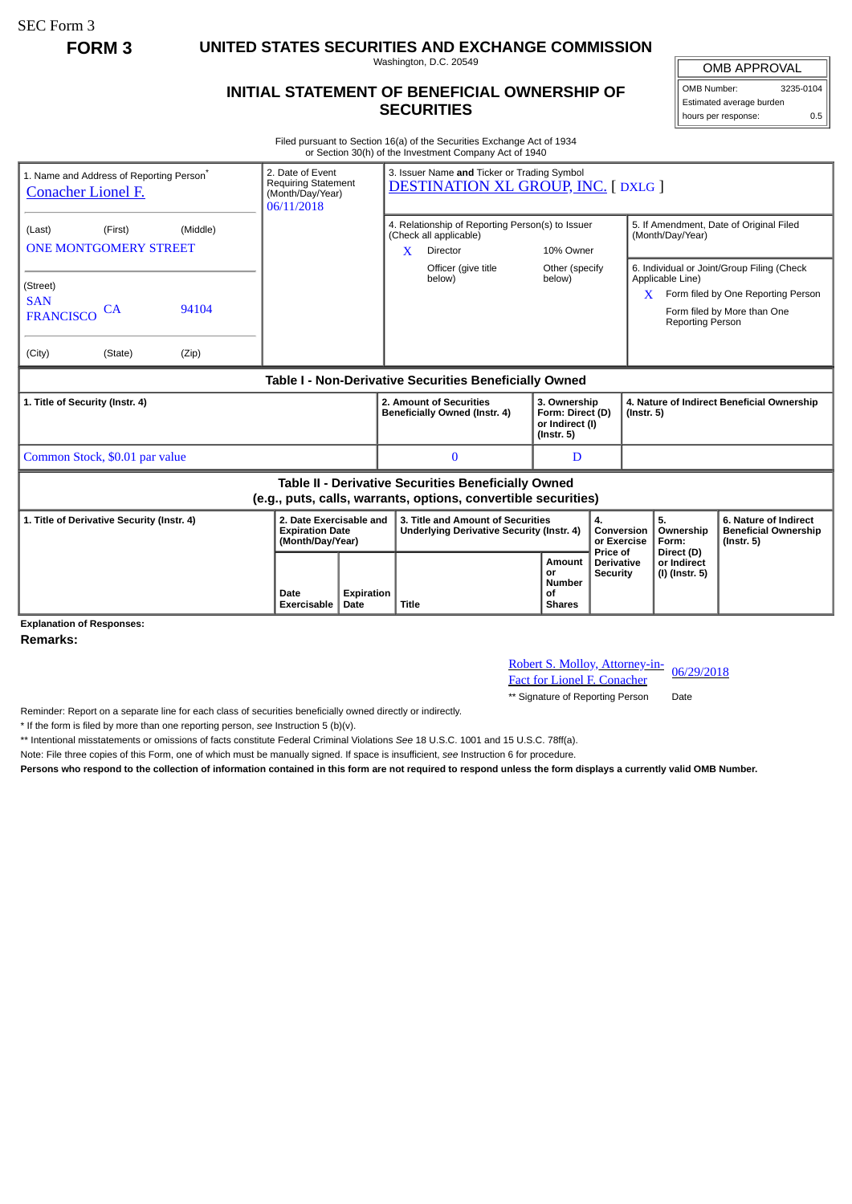SEC Form 3

**FORM 3**

# UNITED STATES SECURITIES AND EXCHANGE COMMISSION

Washington, D.C. 20549

## INITIAL STATEMENT OF BENEFICIAL OWNERSHIP OF SECURITIES

| OMB APPROVAL | |
|---|---|
| OMB Number: | 3235-0104 |
| Estimated average burden | |
| hours per response: | 0.5 |

Filed pursuant to Section 16(a) of the Securities Exchange Act of 1934 or Section 30(h) of the Investment Company Act of 1940

| 1. Name and Address of Reporting Person* | 2. Date of Event Requiring Statement (Month/Day/Year) | 3. Issuer Name **and** Ticker or Trading Symbol |
|---|---|---|
| Conacher Lionel F. | 06/11/2018 | DESTINATION XL GROUP, INC. [ DXLG ] |
| (Last) (First) (Middle) ONE MONTGOMERY STREET | | 4. Relationship of Reporting Person(s) to Issuer (Check all applicable): X Director; 10% Owner; Officer (give title below); Other (specify below) |
| (Street) SAN FRANCISCO CA 94104 | | 5. If Amendment, Date of Original Filed (Month/Day/Year) |
| (City) (State) (Zip) | | 6. Individual or Joint/Group Filing (Check Applicable Line): X Form filed by One Reporting Person; Form filed by More than One Reporting Person |

**Table I - Non-Derivative Securities Beneficially Owned**

| 1. Title of Security (Instr. 4) | 2. Amount of Securities Beneficially Owned (Instr. 4) | 3. Ownership Form: Direct (D) or Indirect (I) (Instr. 5) | 4. Nature of Indirect Beneficial Ownership (Instr. 5) |
|---|---|---|---|
| Common Stock, $0.01 par value | 0 | D | |

**Table II - Derivative Securities Beneficially Owned (e.g., puts, calls, warrants, options, convertible securities)**

| 1. Title of Derivative Security (Instr. 4) | 2. Date Exercisable and Expiration Date (Month/Day/Year) | | 3. Title and Amount of Securities Underlying Derivative Security (Instr. 4) | | 4. Conversion or Exercise Price of Derivative Security | 5. Ownership Form: Direct (D) or Indirect (I) (Instr. 5) | 6. Nature of Indirect Beneficial Ownership (Instr. 5) |
|---|---|---|---|---|---|---|---|
| | Date Exercisable | Expiration Date | Title | Amount or Number of Shares | | | |

**Explanation of Responses:**

**Remarks:**

Robert S. Molloy, Attorney-in-Fact for Lionel F. Conacher — 06/29/2018

** Signature of Reporting Person — Date

Reminder: Report on a separate line for each class of securities beneficially owned directly or indirectly.

* If the form is filed by more than one reporting person, *see* Instruction 5 (b)(v).

** Intentional misstatements or omissions of facts constitute Federal Criminal Violations *See* 18 U.S.C. 1001 and 15 U.S.C. 78ff(a).

Note: File three copies of this Form, one of which must be manually signed. If space is insufficient, *see* Instruction 6 for procedure.

**Persons who respond to the collection of information contained in this form are not required to respond unless the form displays a currently valid OMB Number.**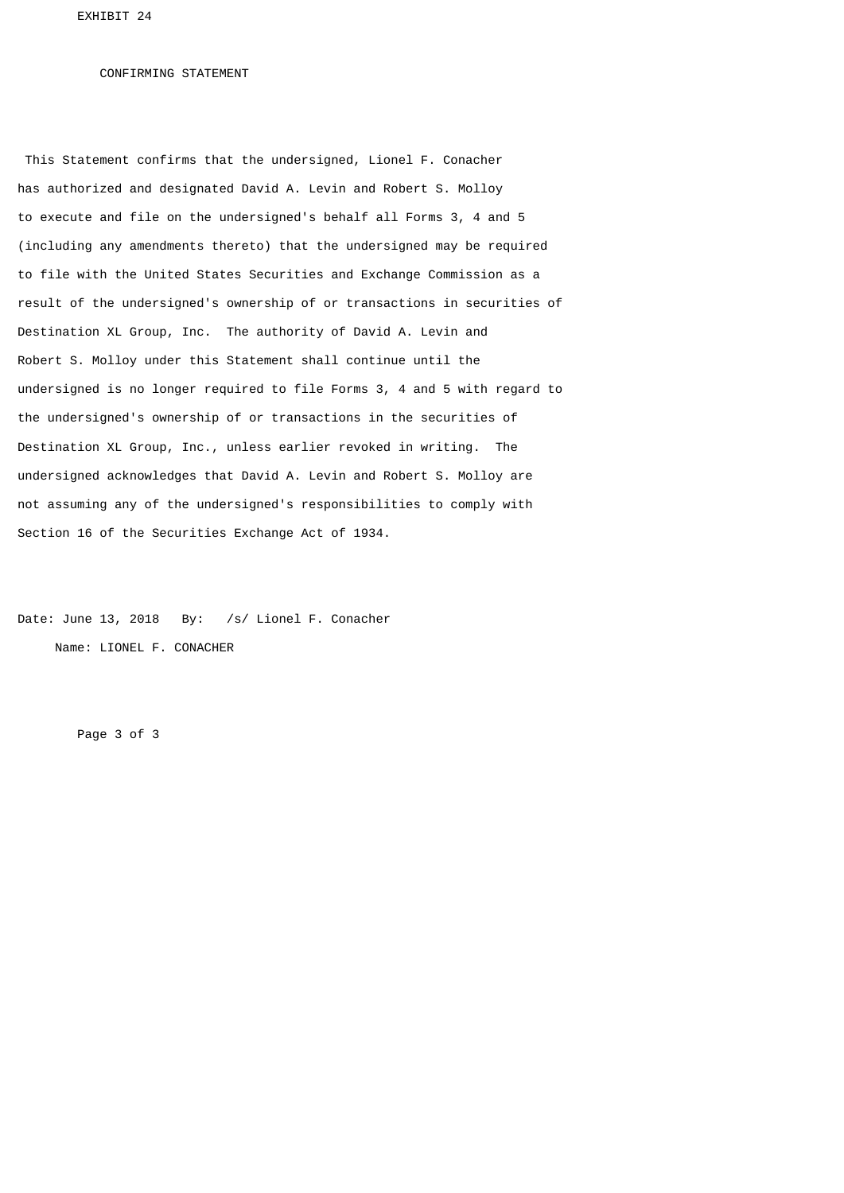EXHIBIT 24

# CONFIRMING STATEMENT

This Statement confirms that the undersigned, Lionel F. Conacher has authorized and designated David A. Levin and Robert S. Molloy to execute and file on the undersigned's behalf all Forms 3, 4 and 5 (including any amendments thereto) that the undersigned may be required to file with the United States Securities and Exchange Commission as a result of the undersigned's ownership of or transactions in securities of Destination XL Group, Inc. The authority of David A. Levin and Robert S. Molloy under this Statement shall continue until the undersigned is no longer required to file Forms 3, 4 and 5 with regard to the undersigned's ownership of or transactions in the securities of Destination XL Group, Inc., unless earlier revoked in writing. The undersigned acknowledges that David A. Levin and Robert S. Molloy are not assuming any of the undersigned's responsibilities to comply with Section 16 of the Securities Exchange Act of 1934.

Date: June 13, 2018 By: /s/ Lionel F. Conacher

Name: LIONEL F. CONACHER